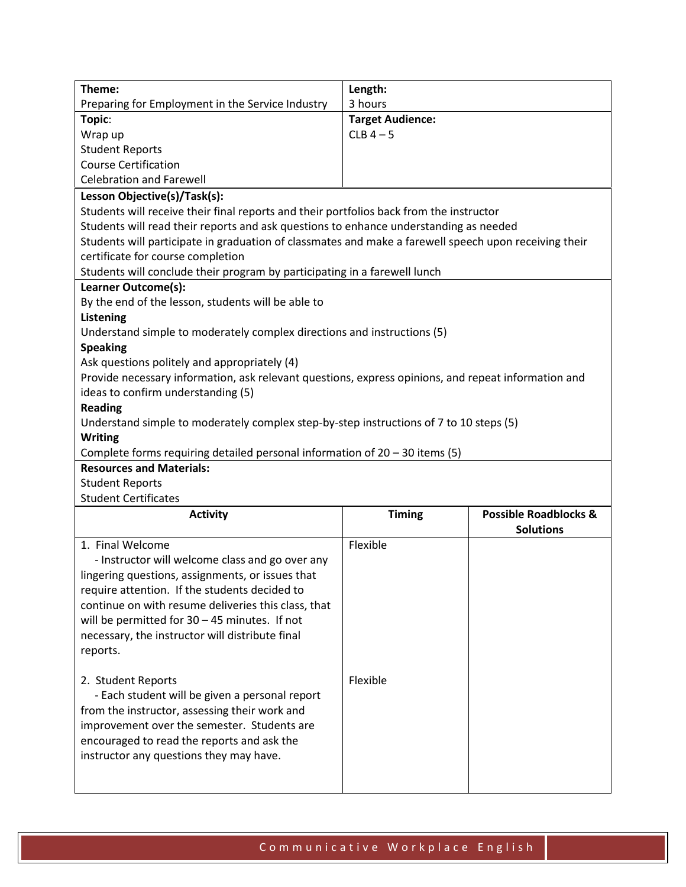| Theme: | Length: |
|---|---|
| Preparing for Employment in the Service Industry | 3 hours |
| **Topic**:<br>Wrap up<br>Student Reports<br>Course Certification<br>Celebration and Farewell | **Target Audience:**<br>CLB 4 – 5 |

**Lesson Objective(s)/Task(s):**

Students will receive their final reports and their portfolios back from the instructor
Students will read their reports and ask questions to enhance understanding as needed
Students will participate in graduation of classmates and make a farewell speech upon receiving their certificate for course completion
Students will conclude their program by participating in a farewell lunch

**Learner Outcome(s):**

By the end of the lesson, students will be able to

**Listening**

Understand simple to moderately complex directions and instructions (5)

**Speaking**

Ask questions politely and appropriately (4)
Provide necessary information, ask relevant questions, express opinions, and repeat information and ideas to confirm understanding (5)

**Reading**

Understand simple to moderately complex step-by-step instructions of 7 to 10 steps (5)

**Writing**

Complete forms requiring detailed personal information of 20 – 30 items (5)

**Resources and Materials:**

Student Reports
Student Certificates

| Activity | Timing | Possible Roadblocks & Solutions |
|---|---|---|
| 1. Final Welcome<br>- Instructor will welcome class and go over any lingering questions, assignments, or issues that require attention. If the students decided to continue on with resume deliveries this class, that will be permitted for 30 – 45 minutes. If not necessary, the instructor will distribute final reports. | Flexible | |
| 2. Student Reports<br>- Each student will be given a personal report from the instructor, assessing their work and improvement over the semester. Students are encouraged to read the reports and ask the instructor any questions they may have. | Flexible | |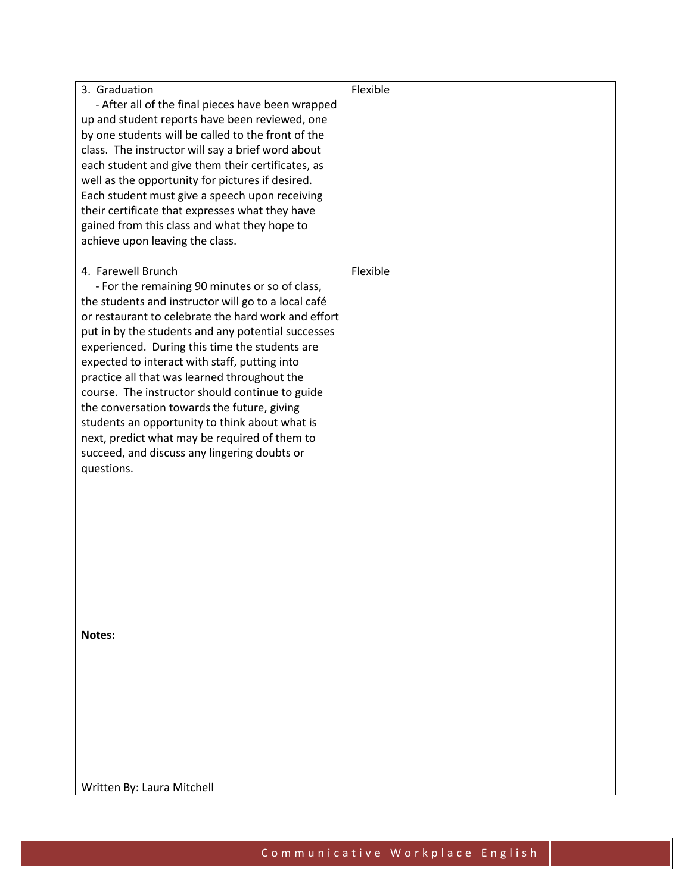| | | |
|---|---|---|
| 3. Graduation<br>- After all of the final pieces have been wrapped up and student reports have been reviewed, one by one students will be called to the front of the class. The instructor will say a brief word about each student and give them their certificates, as well as the opportunity for pictures if desired. Each student must give a speech upon receiving their certificate that expresses what they have gained from this class and what they hope to achieve upon leaving the class.<br><br>4. Farewell Brunch<br>- For the remaining 90 minutes or so of class, the students and instructor will go to a local café or restaurant to celebrate the hard work and effort put in by the students and any potential successes experienced. During this time the students are expected to interact with staff, putting into practice all that was learned throughout the course. The instructor should continue to guide the conversation towards the future, giving students an opportunity to think about what is next, predict what may be required of them to succeed, and discuss any lingering doubts or questions. | Flexible<br><br><br><br><br><br><br><br><br><br><br><br>Flexible | |

**Notes:**

Written By: Laura Mitchell